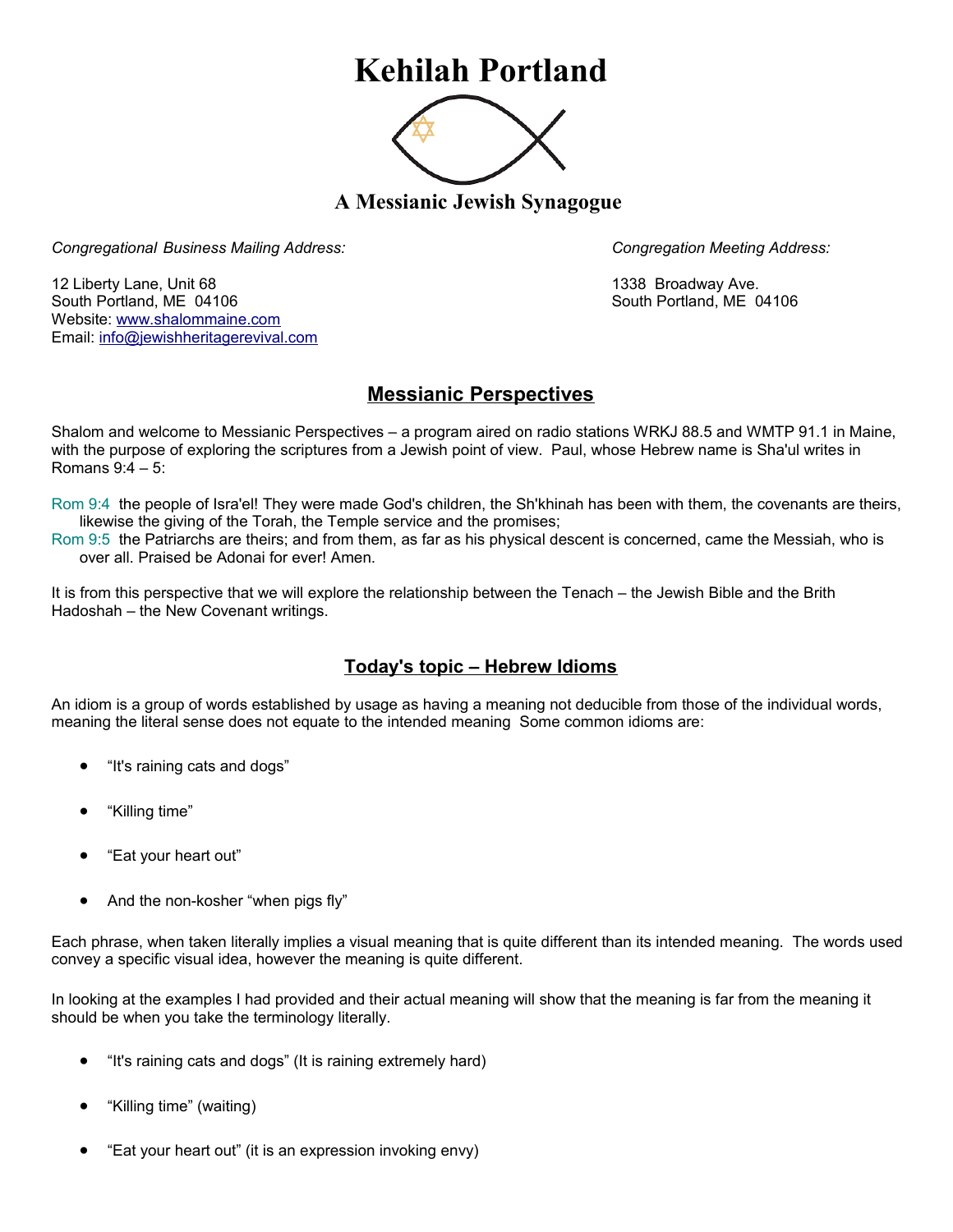# Kehilah Portland

## A Messianic Jewish Synagogue

*Congregational Business Mailing Address:*

12 Liberty Lane, Unit 68
South Portland, ME 04106
Website: www.shalommaine.com
Email: info@jewishheritagerevival.com

*Congregation Meeting Address:*

1338 Broadway Ave.
South Portland, ME 04106

## Messianic Perspectives

Shalom and welcome to Messianic Perspectives – a program aired on radio stations WRKJ 88.5 and WMTP 91.1 in Maine, with the purpose of exploring the scriptures from a Jewish point of view. Paul, whose Hebrew name is Sha'ul writes in Romans 9:4 – 5:

Rom 9:4 the people of Isra'el! They were made God's children, the Sh'khinah has been with them, the covenants are theirs, likewise the giving of the Torah, the Temple service and the promises;

Rom 9:5 the Patriarchs are theirs; and from them, as far as his physical descent is concerned, came the Messiah, who is over all. Praised be Adonai for ever! Amen.

It is from this perspective that we will explore the relationship between the Tenach – the Jewish Bible and the Brith Hadoshah – the New Covenant writings.

## Today's topic – Hebrew Idioms

An idiom is a group of words established by usage as having a meaning not deducible from those of the individual words, meaning the literal sense does not equate to the intended meaning Some common idioms are:

- "It's raining cats and dogs"
- "Killing time"
- "Eat your heart out"
- And the non-kosher "when pigs fly"

Each phrase, when taken literally implies a visual meaning that is quite different than its intended meaning. The words used convey a specific visual idea, however the meaning is quite different.

In looking at the examples I had provided and their actual meaning will show that the meaning is far from the meaning it should be when you take the terminology literally.

- "It's raining cats and dogs" (It is raining extremely hard)
- "Killing time" (waiting)
- "Eat your heart out" (it is an expression invoking envy)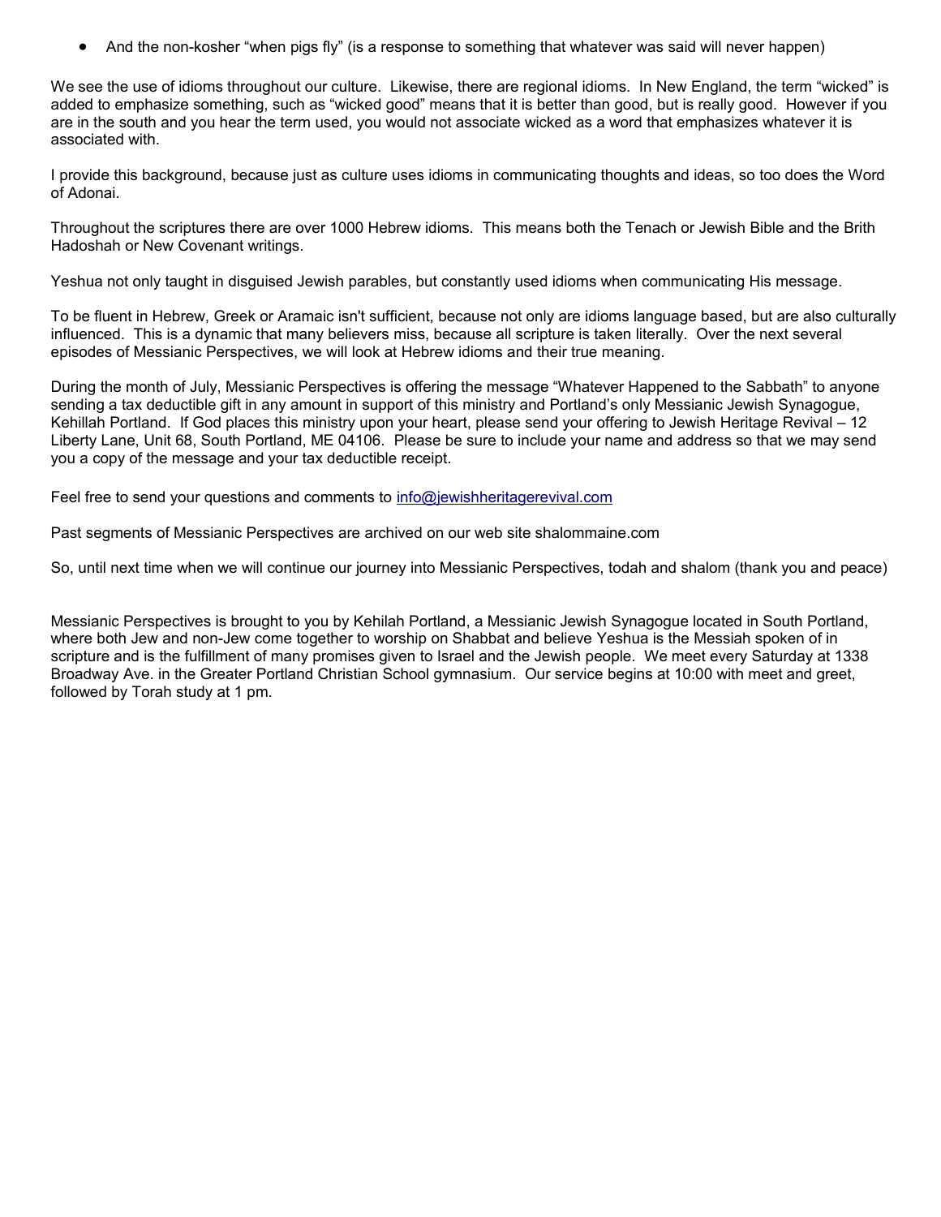- And the non-kosher "when pigs fly" (is a response to something that whatever was said will never happen)

We see the use of idioms throughout our culture. Likewise, there are regional idioms. In New England, the term "wicked" is added to emphasize something, such as "wicked good" means that it is better than good, but is really good. However if you are in the south and you hear the term used, you would not associate wicked as a word that emphasizes whatever it is associated with.

I provide this background, because just as culture uses idioms in communicating thoughts and ideas, so too does the Word of Adonai.

Throughout the scriptures there are over 1000 Hebrew idioms. This means both the Tenach or Jewish Bible and the Brith Hadoshah or New Covenant writings.

Yeshua not only taught in disguised Jewish parables, but constantly used idioms when communicating His message.

To be fluent in Hebrew, Greek or Aramaic isn't sufficient, because not only are idioms language based, but are also culturally influenced. This is a dynamic that many believers miss, because all scripture is taken literally. Over the next several episodes of Messianic Perspectives, we will look at Hebrew idioms and their true meaning.

During the month of July, Messianic Perspectives is offering the message "Whatever Happened to the Sabbath" to anyone sending a tax deductible gift in any amount in support of this ministry and Portland's only Messianic Jewish Synagogue, Kehillah Portland. If God places this ministry upon your heart, please send your offering to Jewish Heritage Revival – 12 Liberty Lane, Unit 68, South Portland, ME 04106. Please be sure to include your name and address so that we may send you a copy of the message and your tax deductible receipt.

Feel free to send your questions and comments to info@jewishheritagerevival.com

Past segments of Messianic Perspectives are archived on our web site shalommaine.com

So, until next time when we will continue our journey into Messianic Perspectives, todah and shalom (thank you and peace)

Messianic Perspectives is brought to you by Kehilah Portland, a Messianic Jewish Synagogue located in South Portland, where both Jew and non-Jew come together to worship on Shabbat and believe Yeshua is the Messiah spoken of in scripture and is the fulfillment of many promises given to Israel and the Jewish people. We meet every Saturday at 1338 Broadway Ave. in the Greater Portland Christian School gymnasium. Our service begins at 10:00 with meet and greet, followed by Torah study at 1 pm.